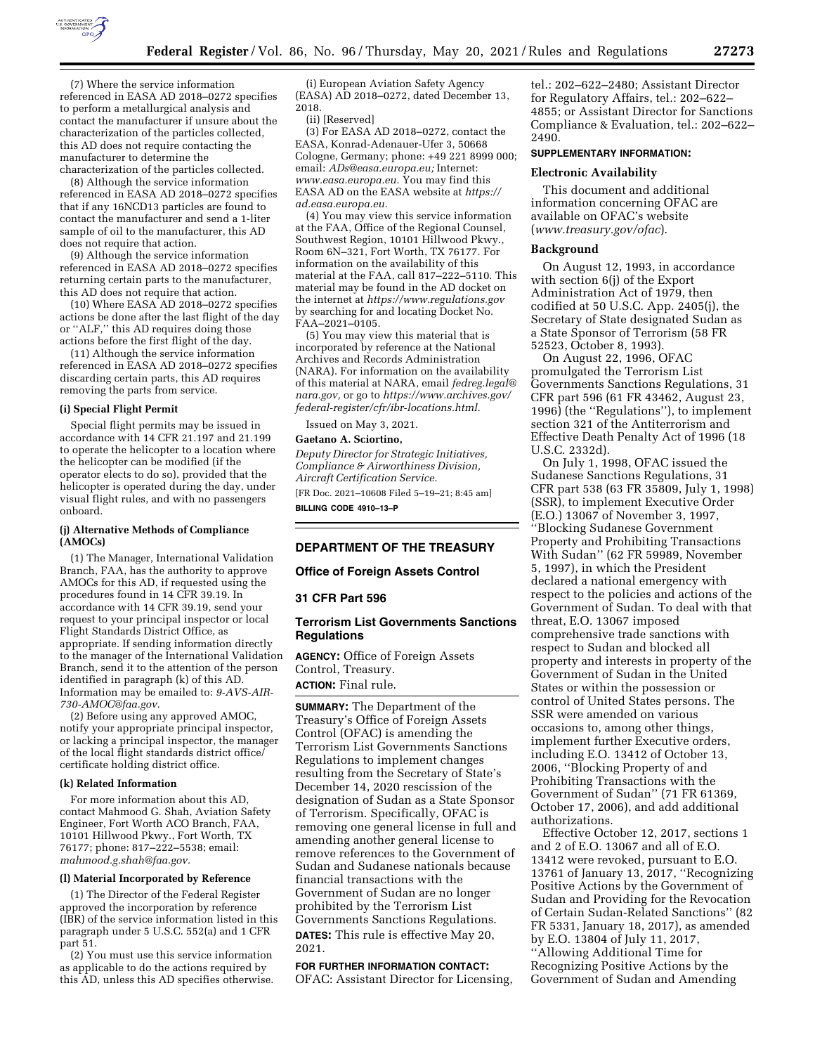(7) Where the service information referenced in EASA AD 2018–0272 specifies to perform a metallurgical analysis and contact the manufacturer if unsure about the characterization of the particles collected, this AD does not require contacting the manufacturer to determine the characterization of the particles collected.

(8) Although the service information referenced in EASA AD 2018–0272 specifies that if any 16NCD13 particles are found to contact the manufacturer and send a 1-liter sample of oil to the manufacturer, this AD does not require that action.

(9) Although the service information referenced in EASA AD 2018–0272 specifies returning certain parts to the manufacturer, this AD does not require that action.

(10) Where EASA AD 2018–0272 specifies actions be done after the last flight of the day or ''ALF,'' this AD requires doing those actions before the first flight of the day.

(11) Although the service information referenced in EASA AD 2018–0272 specifies discarding certain parts, this AD requires removing the parts from service.

#### (i) Special Flight Permit

Special flight permits may be issued in accordance with 14 CFR 21.197 and 21.199 to operate the helicopter to a location where the helicopter can be modified (if the operator elects to do so), provided that the helicopter is operated during the day, under visual flight rules, and with no passengers onboard.

#### (j) Alternative Methods of Compliance (AMOCs)

(1) The Manager, International Validation Branch, FAA, has the authority to approve AMOCs for this AD, if requested using the procedures found in 14 CFR 39.19. In accordance with 14 CFR 39.19, send your request to your principal inspector or local Flight Standards District Office, as appropriate. If sending information directly to the manager of the International Validation Branch, send it to the attention of the person identified in paragraph (k) of this AD. Information may be emailed to: *9-AVS-AIR-730-AMOC@faa.gov.*

(2) Before using any approved AMOC, notify your appropriate principal inspector, or lacking a principal inspector, the manager of the local flight standards district office/certificate holding district office.

#### (k) Related Information

For more information about this AD, contact Mahmood G. Shah, Aviation Safety Engineer, Fort Worth ACO Branch, FAA, 10101 Hillwood Pkwy., Fort Worth, TX 76177; phone: 817–222–5538; email: *mahmood.g.shah@faa.gov.*

#### (l) Material Incorporated by Reference

(1) The Director of the Federal Register approved the incorporation by reference (IBR) of the service information listed in this paragraph under 5 U.S.C. 552(a) and 1 CFR part 51.

(2) You must use this service information as applicable to do the actions required by this AD, unless this AD specifies otherwise.

(i) European Aviation Safety Agency (EASA) AD 2018–0272, dated December 13, 2018.

(ii) [Reserved]

(3) For EASA AD 2018–0272, contact the EASA, Konrad-Adenauer-Ufer 3, 50668 Cologne, Germany; phone: +49 221 8999 000; email: *ADs@easa.europa.eu;* Internet: *www.easa.europa.eu.* You may find this EASA AD on the EASA website at *https://ad.easa.europa.eu.*

(4) You may view this service information at the FAA, Office of the Regional Counsel, Southwest Region, 10101 Hillwood Pkwy., Room 6N–321, Fort Worth, TX 76177. For information on the availability of this material at the FAA, call 817–222–5110. This material may be found in the AD docket on the internet at *https://www.regulations.gov* by searching for and locating Docket No. FAA–2021–0105.

(5) You may view this material that is incorporated by reference at the National Archives and Records Administration (NARA). For information on the availability of this material at NARA, email *fedreg.legal@nara.gov,* or go to *https://www.archives.gov/federal-register/cfr/ibr-locations.html.*

Issued on May 3, 2021.

**Gaetano A. Sciortino,**

*Deputy Director for Strategic Initiatives, Compliance & Airworthiness Division, Aircraft Certification Service.*

[FR Doc. 2021–10608 Filed 5–19–21; 8:45 am]

**BILLING CODE 4910–13–P**

## DEPARTMENT OF THE TREASURY

### Office of Foreign Assets Control

### 31 CFR Part 596

### Terrorism List Governments Sanctions Regulations

**AGENCY:** Office of Foreign Assets Control, Treasury.

**ACTION:** Final rule.

**SUMMARY:** The Department of the Treasury's Office of Foreign Assets Control (OFAC) is amending the Terrorism List Governments Sanctions Regulations to implement changes resulting from the Secretary of State's December 14, 2020 rescission of the designation of Sudan as a State Sponsor of Terrorism. Specifically, OFAC is removing one general license in full and amending another general license to remove references to the Government of Sudan and Sudanese nationals because financial transactions with the Government of Sudan are no longer prohibited by the Terrorism List Governments Sanctions Regulations.

**DATES:** This rule is effective May 20, 2021.

**FOR FURTHER INFORMATION CONTACT:** OFAC: Assistant Director for Licensing, tel.: 202–622–2480; Assistant Director for Regulatory Affairs, tel.: 202–622–4855; or Assistant Director for Sanctions Compliance & Evaluation, tel.: 202–622–2490.

**SUPPLEMENTARY INFORMATION:**

#### Electronic Availability

This document and additional information concerning OFAC are available on OFAC's website (*www.treasury.gov/ofac*).

#### Background

On August 12, 1993, in accordance with section 6(j) of the Export Administration Act of 1979, then codified at 50 U.S.C. App. 2405(j), the Secretary of State designated Sudan as a State Sponsor of Terrorism (58 FR 52523, October 8, 1993).

On August 22, 1996, OFAC promulgated the Terrorism List Governments Sanctions Regulations, 31 CFR part 596 (61 FR 43462, August 23, 1996) (the ''Regulations''), to implement section 321 of the Antiterrorism and Effective Death Penalty Act of 1996 (18 U.S.C. 2332d).

On July 1, 1998, OFAC issued the Sudanese Sanctions Regulations, 31 CFR part 538 (63 FR 35809, July 1, 1998) (SSR), to implement Executive Order (E.O.) 13067 of November 3, 1997, ''Blocking Sudanese Government Property and Prohibiting Transactions With Sudan'' (62 FR 59989, November 5, 1997), in which the President declared a national emergency with respect to the policies and actions of the Government of Sudan. To deal with that threat, E.O. 13067 imposed comprehensive trade sanctions with respect to Sudan and blocked all property and interests in property of the Government of Sudan in the United States or within the possession or control of United States persons. The SSR were amended on various occasions to, among other things, implement further Executive orders, including E.O. 13412 of October 13, 2006, ''Blocking Property of and Prohibiting Transactions with the Government of Sudan'' (71 FR 61369, October 17, 2006), and add additional authorizations.

Effective October 12, 2017, sections 1 and 2 of E.O. 13067 and all of E.O. 13412 were revoked, pursuant to E.O. 13761 of January 13, 2017, ''Recognizing Positive Actions by the Government of Sudan and Providing for the Revocation of Certain Sudan-Related Sanctions'' (82 FR 5331, January 18, 2017), as amended by E.O. 13804 of July 11, 2017, ''Allowing Additional Time for Recognizing Positive Actions by the Government of Sudan and Amending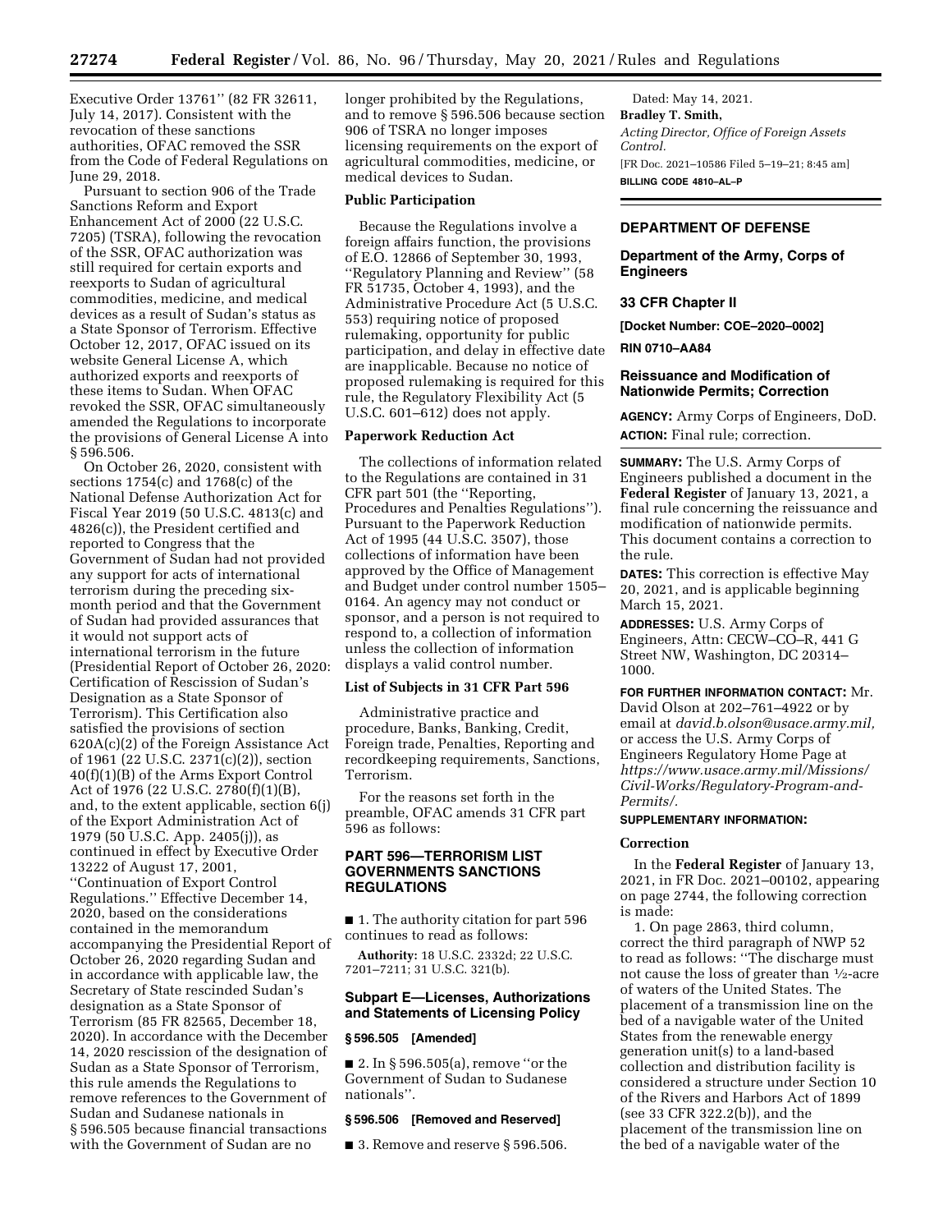Executive Order 13761'' (82 FR 32611, July 14, 2017). Consistent with the revocation of these sanctions authorities, OFAC removed the SSR from the Code of Federal Regulations on June 29, 2018.

Pursuant to section 906 of the Trade Sanctions Reform and Export Enhancement Act of 2000 (22 U.S.C. 7205) (TSRA), following the revocation of the SSR, OFAC authorization was still required for certain exports and reexports to Sudan of agricultural commodities, medicine, and medical devices as a result of Sudan's status as a State Sponsor of Terrorism. Effective October 12, 2017, OFAC issued on its website General License A, which authorized exports and reexports of these items to Sudan. When OFAC revoked the SSR, OFAC simultaneously amended the Regulations to incorporate the provisions of General License A into § 596.506.

On October 26, 2020, consistent with sections 1754(c) and 1768(c) of the National Defense Authorization Act for Fiscal Year 2019 (50 U.S.C. 4813(c) and 4826(c)), the President certified and reported to Congress that the Government of Sudan had not provided any support for acts of international terrorism during the preceding six-month period and that the Government of Sudan had provided assurances that it would not support acts of international terrorism in the future (Presidential Report of October 26, 2020: Certification of Rescission of Sudan's Designation as a State Sponsor of Terrorism). This Certification also satisfied the provisions of section 620A(c)(2) of the Foreign Assistance Act of 1961 (22 U.S.C. 2371(c)(2)), section 40(f)(1)(B) of the Arms Export Control Act of 1976 (22 U.S.C. 2780(f)(1)(B), and, to the extent applicable, section 6(j) of the Export Administration Act of 1979 (50 U.S.C. App. 2405(j)), as continued in effect by Executive Order 13222 of August 17, 2001, ''Continuation of Export Control Regulations.'' Effective December 14, 2020, based on the considerations contained in the memorandum accompanying the Presidential Report of October 26, 2020 regarding Sudan and in accordance with applicable law, the Secretary of State rescinded Sudan's designation as a State Sponsor of Terrorism (85 FR 82565, December 18, 2020). In accordance with the December 14, 2020 rescission of the designation of Sudan as a State Sponsor of Terrorism, this rule amends the Regulations to remove references to the Government of Sudan and Sudanese nationals in § 596.505 because financial transactions with the Government of Sudan are no longer prohibited by the Regulations, and to remove § 596.506 because section 906 of TSRA no longer imposes licensing requirements on the export of agricultural commodities, medicine, or medical devices to Sudan.

**Public Participation**

Because the Regulations involve a foreign affairs function, the provisions of E.O. 12866 of September 30, 1993, ''Regulatory Planning and Review'' (58 FR 51735, October 4, 1993), and the Administrative Procedure Act (5 U.S.C. 553) requiring notice of proposed rulemaking, opportunity for public participation, and delay in effective date are inapplicable. Because no notice of proposed rulemaking is required for this rule, the Regulatory Flexibility Act (5 U.S.C. 601–612) does not apply.

**Paperwork Reduction Act**

The collections of information related to the Regulations are contained in 31 CFR part 501 (the ''Reporting, Procedures and Penalties Regulations''). Pursuant to the Paperwork Reduction Act of 1995 (44 U.S.C. 3507), those collections of information have been approved by the Office of Management and Budget under control number 1505–0164. An agency may not conduct or sponsor, and a person is not required to respond to, a collection of information unless the collection of information displays a valid control number.

**List of Subjects in 31 CFR Part 596**

Administrative practice and procedure, Banks, Banking, Credit, Foreign trade, Penalties, Reporting and recordkeeping requirements, Sanctions, Terrorism.

For the reasons set forth in the preamble, OFAC amends 31 CFR part 596 as follows:

## PART 596—TERRORISM LIST GOVERNMENTS SANCTIONS REGULATIONS

■ 1. The authority citation for part 596 continues to read as follows:

**Authority:** 18 U.S.C. 2332d; 22 U.S.C. 7201–7211; 31 U.S.C. 321(b).

### Subpart E—Licenses, Authorizations and Statements of Licensing Policy

**§ 596.505 [Amended]**

■ 2. In § 596.505(a), remove ''or the Government of Sudan to Sudanese nationals''.

**§ 596.506 [Removed and Reserved]**

■ 3. Remove and reserve § 596.506.

Dated: May 14, 2021.

**Bradley T. Smith,**

*Acting Director, Office of Foreign Assets Control.*

[FR Doc. 2021–10586 Filed 5–19–21; 8:45 am]

**BILLING CODE 4810–AL–P**

---

## DEPARTMENT OF DEFENSE

### Department of the Army, Corps of Engineers

### 33 CFR Chapter II

**[Docket Number: COE–2020–0002]**

**RIN 0710–AA84**

## Reissuance and Modification of Nationwide Permits; Correction

**AGENCY:** Army Corps of Engineers, DoD.

**ACTION:** Final rule; correction.

**SUMMARY:** The U.S. Army Corps of Engineers published a document in the **Federal Register** of January 13, 2021, a final rule concerning the reissuance and modification of nationwide permits. This document contains a correction to the rule.

**DATES:** This correction is effective May 20, 2021, and is applicable beginning March 15, 2021.

**ADDRESSES:** U.S. Army Corps of Engineers, Attn: CECW–CO–R, 441 G Street NW, Washington, DC 20314–1000.

**FOR FURTHER INFORMATION CONTACT:** Mr. David Olson at 202–761–4922 or by email at *david.b.olson@usace.army.mil,* or access the U.S. Army Corps of Engineers Regulatory Home Page at *https://www.usace.army.mil/Missions/Civil-Works/Regulatory-Program-and-Permits/.*

**SUPPLEMENTARY INFORMATION:**

**Correction**

In the **Federal Register** of January 13, 2021, in FR Doc. 2021–00102, appearing on page 2744, the following correction is made:

1. On page 2863, third column, correct the third paragraph of NWP 52 to read as follows: ''The discharge must not cause the loss of greater than ½-acre of waters of the United States. The placement of a transmission line on the bed of a navigable water of the United States from the renewable energy generation unit(s) to a land-based collection and distribution facility is considered a structure under Section 10 of the Rivers and Harbors Act of 1899 (see 33 CFR 322.2(b)), and the placement of the transmission line on the bed of a navigable water of the